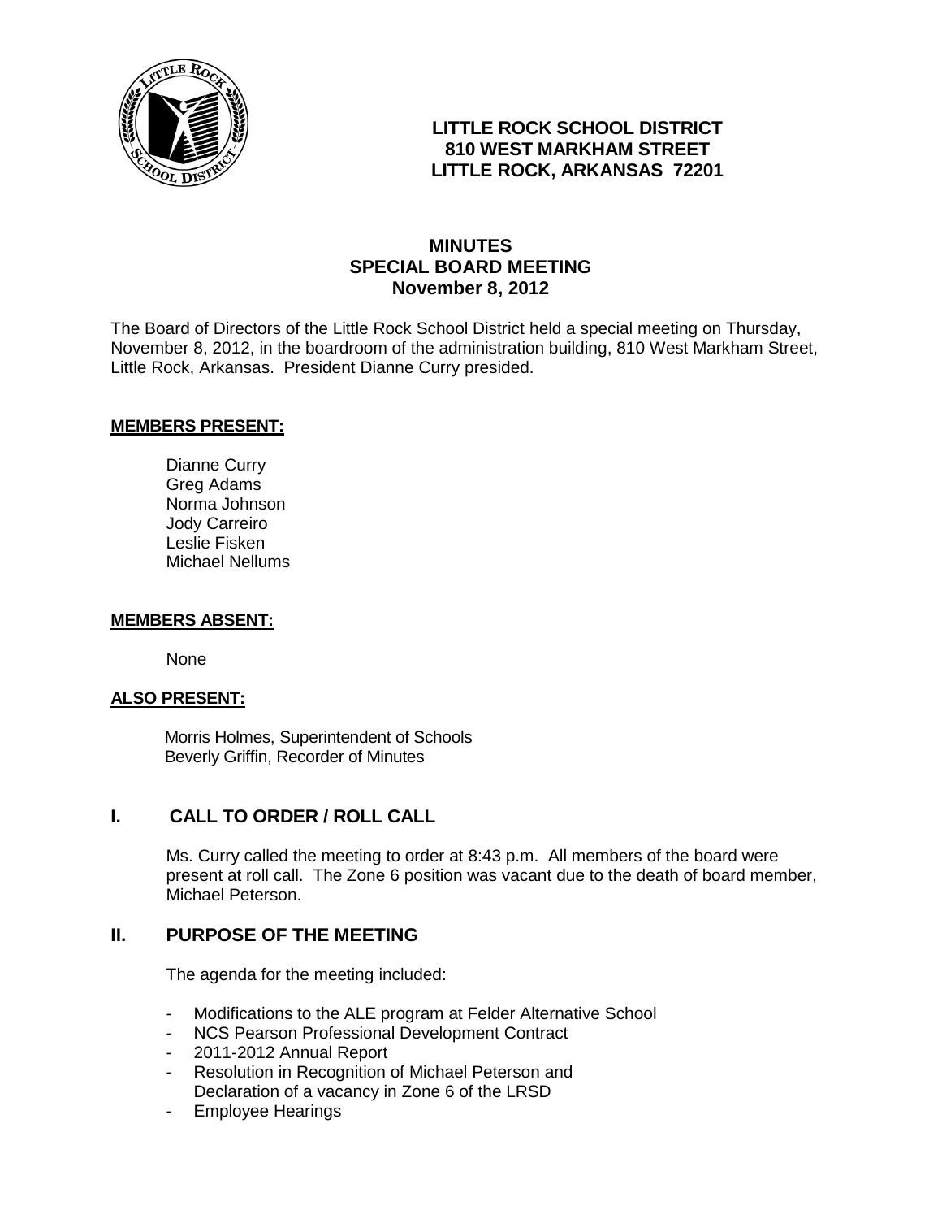# LITTLE ROCK SCHOOL DISTRICT
**810 WEST MARKHAM STREET**
**LITTLE ROCK, ARKANSAS 72201**

## MINUTES
## SPECIAL BOARD MEETING
**November 8, 2012**

The Board of Directors of the Little Rock School District held a special meeting on Thursday, November 8, 2012, in the boardroom of the administration building, 810 West Markham Street, Little Rock, Arkansas. President Dianne Curry presided.

**MEMBERS PRESENT:**

Dianne Curry
Greg Adams
Norma Johnson
Jody Carreiro
Leslie Fisken
Michael Nellums

**MEMBERS ABSENT:**

None

**ALSO PRESENT:**

Morris Holmes, Superintendent of Schools
Beverly Griffin, Recorder of Minutes

## I. CALL TO ORDER / ROLL CALL

Ms. Curry called the meeting to order at 8:43 p.m. All members of the board were present at roll call. The Zone 6 position was vacant due to the death of board member, Michael Peterson.

## II. PURPOSE OF THE MEETING

The agenda for the meeting included:

- Modifications to the ALE program at Felder Alternative School
- NCS Pearson Professional Development Contract
- 2011-2012 Annual Report
- Resolution in Recognition of Michael Peterson and Declaration of a vacancy in Zone 6 of the LRSD
- Employee Hearings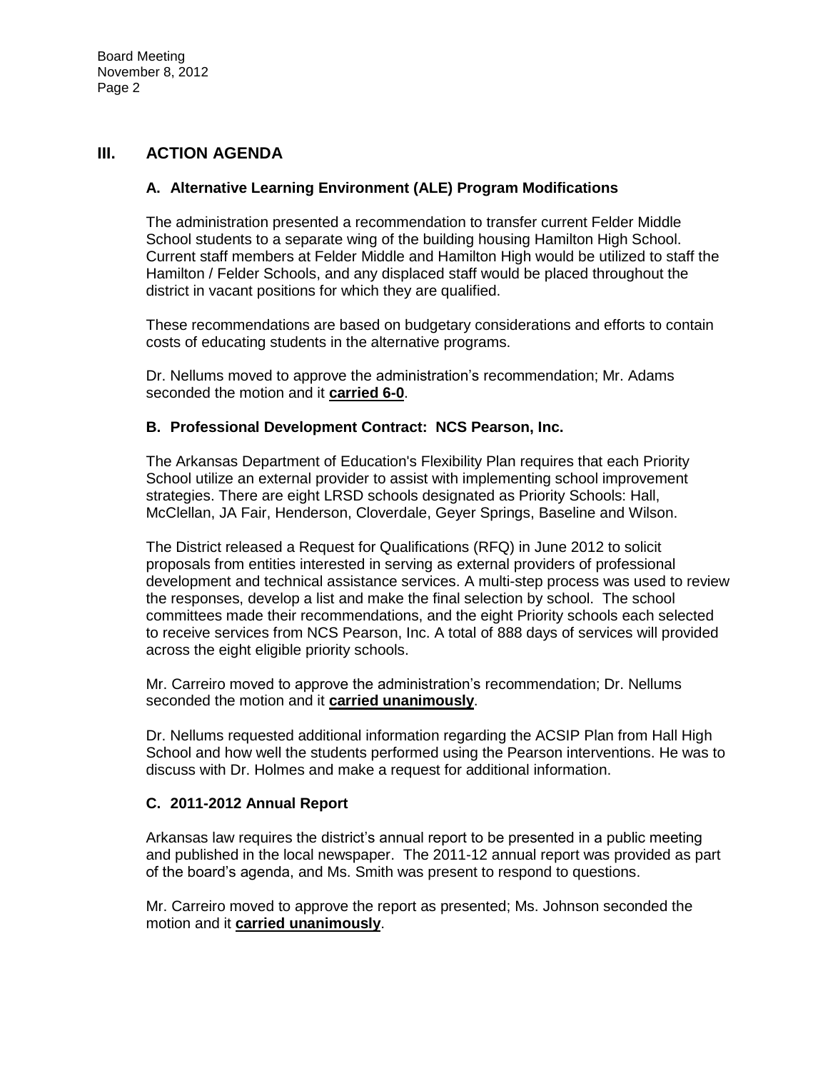## III. ACTION AGENDA

### A. Alternative Learning Environment (ALE) Program Modifications

The administration presented a recommendation to transfer current Felder Middle School students to a separate wing of the building housing Hamilton High School. Current staff members at Felder Middle and Hamilton High would be utilized to staff the Hamilton / Felder Schools, and any displaced staff would be placed throughout the district in vacant positions for which they are qualified.

These recommendations are based on budgetary considerations and efforts to contain costs of educating students in the alternative programs.

Dr. Nellums moved to approve the administration's recommendation; Mr. Adams seconded the motion and it **carried 6-0**.

### B. Professional Development Contract: NCS Pearson, Inc.

The Arkansas Department of Education's Flexibility Plan requires that each Priority School utilize an external provider to assist with implementing school improvement strategies. There are eight LRSD schools designated as Priority Schools: Hall, McClellan, JA Fair, Henderson, Cloverdale, Geyer Springs, Baseline and Wilson.

The District released a Request for Qualifications (RFQ) in June 2012 to solicit proposals from entities interested in serving as external providers of professional development and technical assistance services. A multi-step process was used to review the responses, develop a list and make the final selection by school. The school committees made their recommendations, and the eight Priority schools each selected to receive services from NCS Pearson, Inc. A total of 888 days of services will provided across the eight eligible priority schools.

Mr. Carreiro moved to approve the administration's recommendation; Dr. Nellums seconded the motion and it **carried unanimously**.

Dr. Nellums requested additional information regarding the ACSIP Plan from Hall High School and how well the students performed using the Pearson interventions. He was to discuss with Dr. Holmes and make a request for additional information.

### C. 2011-2012 Annual Report

Arkansas law requires the district's annual report to be presented in a public meeting and published in the local newspaper. The 2011-12 annual report was provided as part of the board's agenda, and Ms. Smith was present to respond to questions.

Mr. Carreiro moved to approve the report as presented; Ms. Johnson seconded the motion and it **carried unanimously**.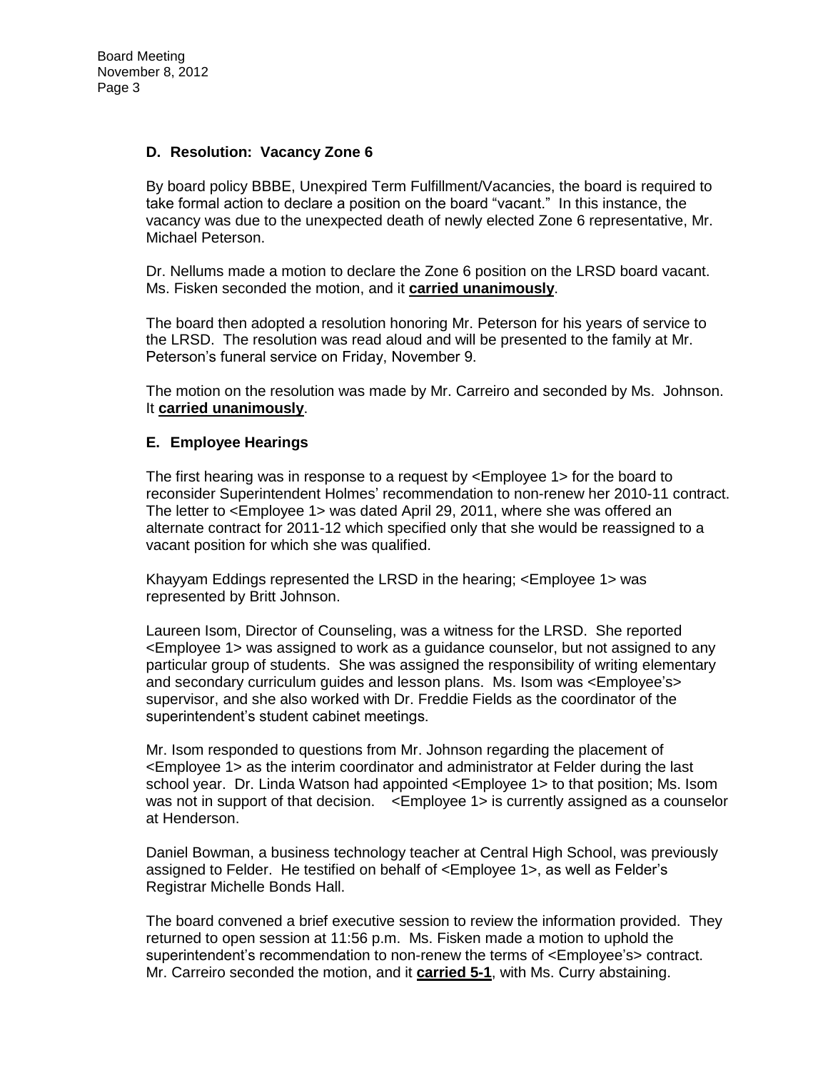### D. Resolution: Vacancy Zone 6

By board policy BBBE, Unexpired Term Fulfillment/Vacancies, the board is required to take formal action to declare a position on the board "vacant." In this instance, the vacancy was due to the unexpected death of newly elected Zone 6 representative, Mr. Michael Peterson.

Dr. Nellums made a motion to declare the Zone 6 position on the LRSD board vacant. Ms. Fisken seconded the motion, and it **carried unanimously**.

The board then adopted a resolution honoring Mr. Peterson for his years of service to the LRSD. The resolution was read aloud and will be presented to the family at Mr. Peterson's funeral service on Friday, November 9.

The motion on the resolution was made by Mr. Carreiro and seconded by Ms. Johnson. It **carried unanimously**.

### E. Employee Hearings

The first hearing was in response to a request by <Employee 1> for the board to reconsider Superintendent Holmes' recommendation to non-renew her 2010-11 contract. The letter to <Employee 1> was dated April 29, 2011, where she was offered an alternate contract for 2011-12 which specified only that she would be reassigned to a vacant position for which she was qualified.

Khayyam Eddings represented the LRSD in the hearing; <Employee 1> was represented by Britt Johnson.

Laureen Isom, Director of Counseling, was a witness for the LRSD. She reported <Employee 1> was assigned to work as a guidance counselor, but not assigned to any particular group of students. She was assigned the responsibility of writing elementary and secondary curriculum guides and lesson plans. Ms. Isom was <Employee's> supervisor, and she also worked with Dr. Freddie Fields as the coordinator of the superintendent's student cabinet meetings.

Mr. Isom responded to questions from Mr. Johnson regarding the placement of <Employee 1> as the interim coordinator and administrator at Felder during the last school year. Dr. Linda Watson had appointed <Employee 1> to that position; Ms. Isom was not in support of that decision. <Employee 1> is currently assigned as a counselor at Henderson.

Daniel Bowman, a business technology teacher at Central High School, was previously assigned to Felder. He testified on behalf of <Employee 1>, as well as Felder's Registrar Michelle Bonds Hall.

The board convened a brief executive session to review the information provided. They returned to open session at 11:56 p.m. Ms. Fisken made a motion to uphold the superintendent's recommendation to non-renew the terms of <Employee's> contract. Mr. Carreiro seconded the motion, and it **carried 5-1**, with Ms. Curry abstaining.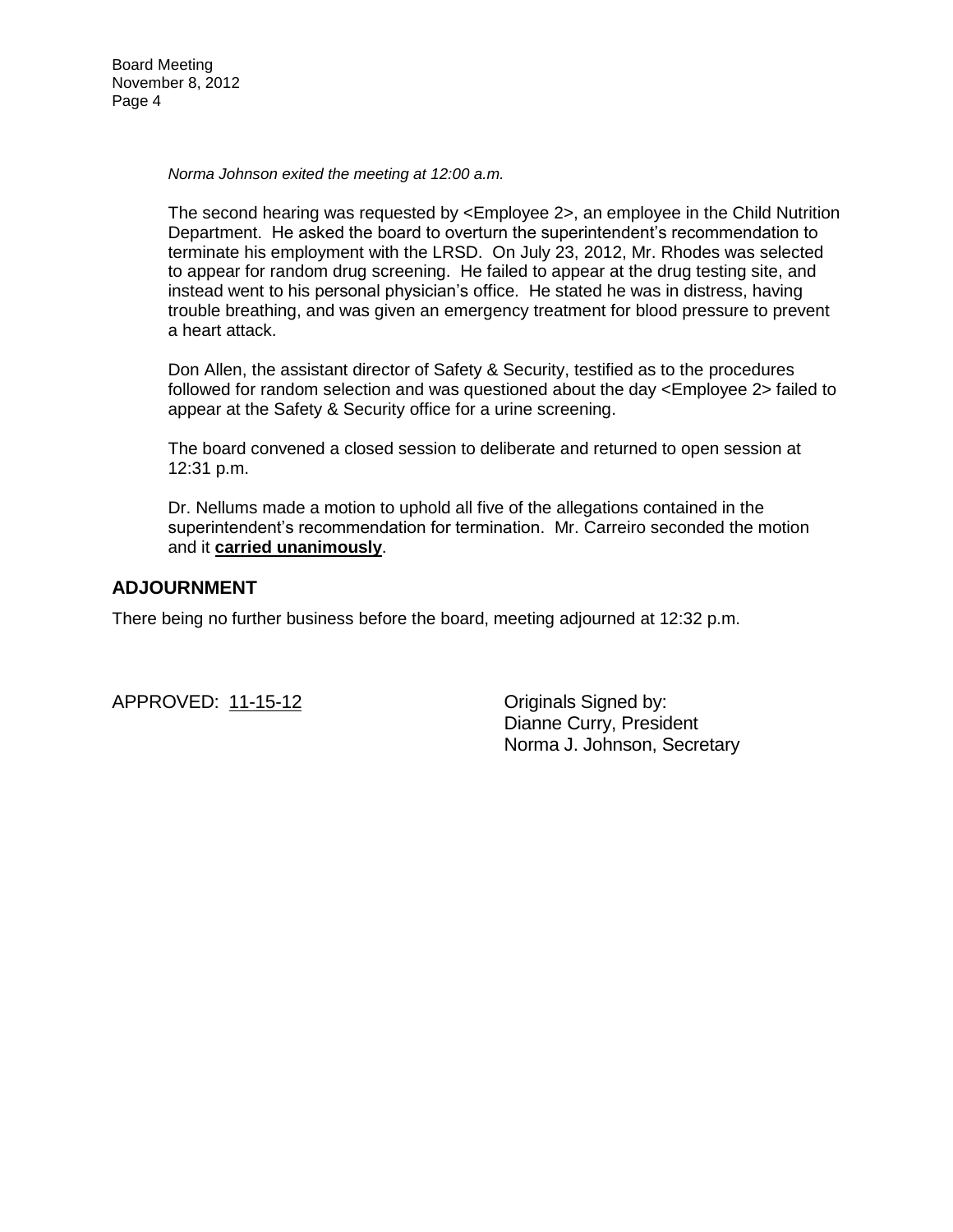*Norma Johnson exited the meeting at 12:00 a.m.*

The second hearing was requested by <Employee 2>, an employee in the Child Nutrition Department. He asked the board to overturn the superintendent's recommendation to terminate his employment with the LRSD. On July 23, 2012, Mr. Rhodes was selected to appear for random drug screening. He failed to appear at the drug testing site, and instead went to his personal physician's office. He stated he was in distress, having trouble breathing, and was given an emergency treatment for blood pressure to prevent a heart attack.

Don Allen, the assistant director of Safety & Security, testified as to the procedures followed for random selection and was questioned about the day <Employee 2> failed to appear at the Safety & Security office for a urine screening.

The board convened a closed session to deliberate and returned to open session at 12:31 p.m.

Dr. Nellums made a motion to uphold all five of the allegations contained in the superintendent's recommendation for termination. Mr. Carreiro seconded the motion and it **carried unanimously**.

## ADJOURNMENT

There being no further business before the board, meeting adjourned at 12:32 p.m.

APPROVED: 11-15-12

Originals Signed by:
Dianne Curry, President
Norma J. Johnson, Secretary